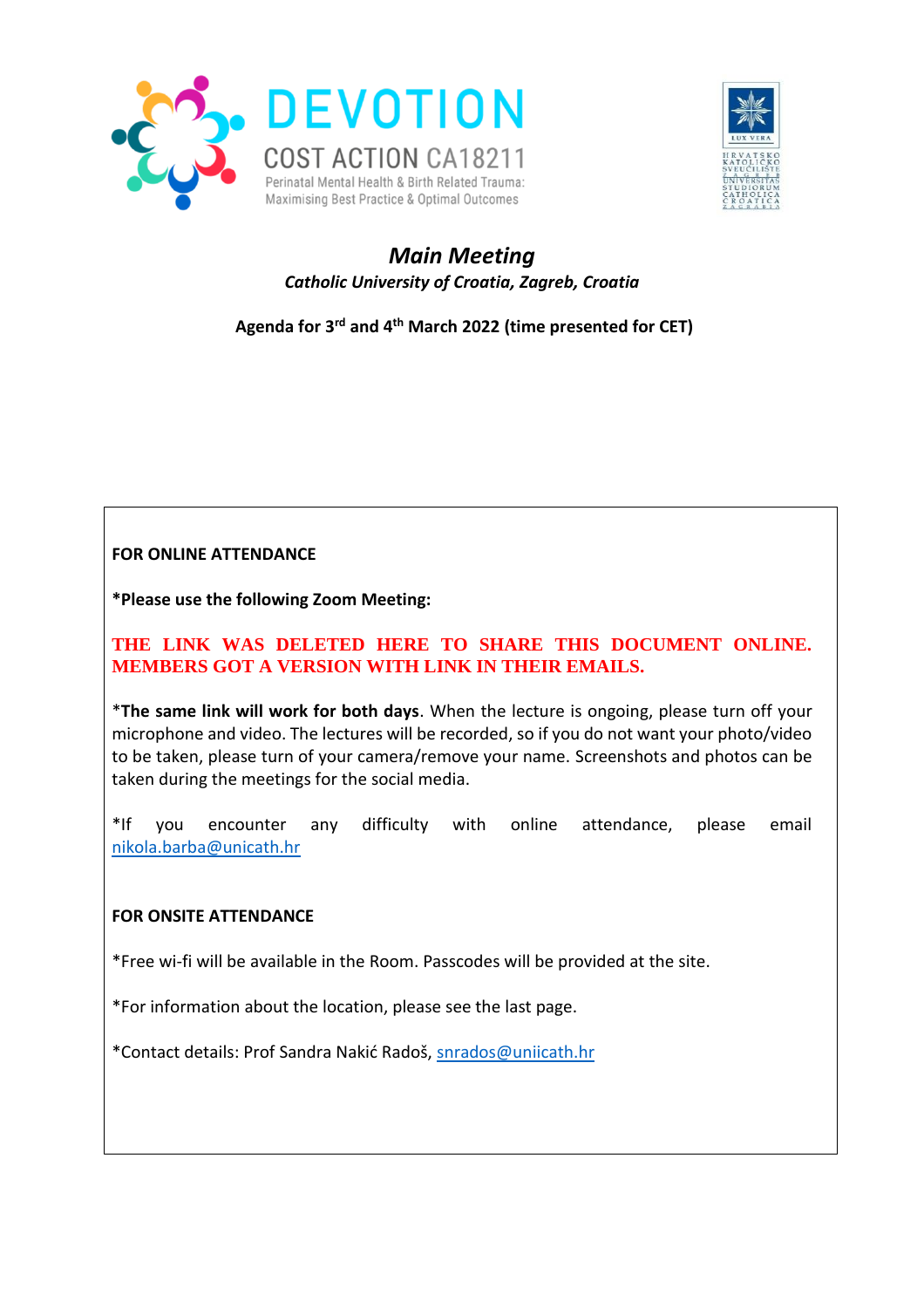DEVOTION

COST ACTION CA18211

Perinatal Mental Health & Birth Related Trauma: Maximising Best Practice & Optimal Outcomes

LUX VERA

HRVATSKO KATOLIČKO SVEUČILIŠTE ZAGREB

UNIVERSITAS STUDIORUM CATHOLICA CROATICA ZAGRABIA

# *Main Meeting*

***Catholic University of Croatia, Zagreb, Croatia***

**Agenda for 3rd and 4th March 2022 (time presented for CET)**

**FOR ONLINE ATTENDANCE**

***Please use the following Zoom Meeting:**

**THE LINK WAS DELETED HERE TO SHARE THIS DOCUMENT ONLINE. MEMBERS GOT A VERSION WITH LINK IN THEIR EMAILS.**

***The same link will work for both days**. When the lecture is ongoing, please turn off your microphone and video. The lectures will be recorded, so if you do not want your photo/video to be taken, please turn of your camera/remove your name. Screenshots and photos can be taken during the meetings for the social media.

*If you encounter any difficulty with online attendance, please email nikola.barba@unicath.hr

**FOR ONSITE ATTENDANCE**

*Free wi-fi will be available in the Room. Passcodes will be provided at the site.

*For information about the location, please see the last page.

*Contact details: Prof Sandra Nakić Radoš, snrados@uniicath.hr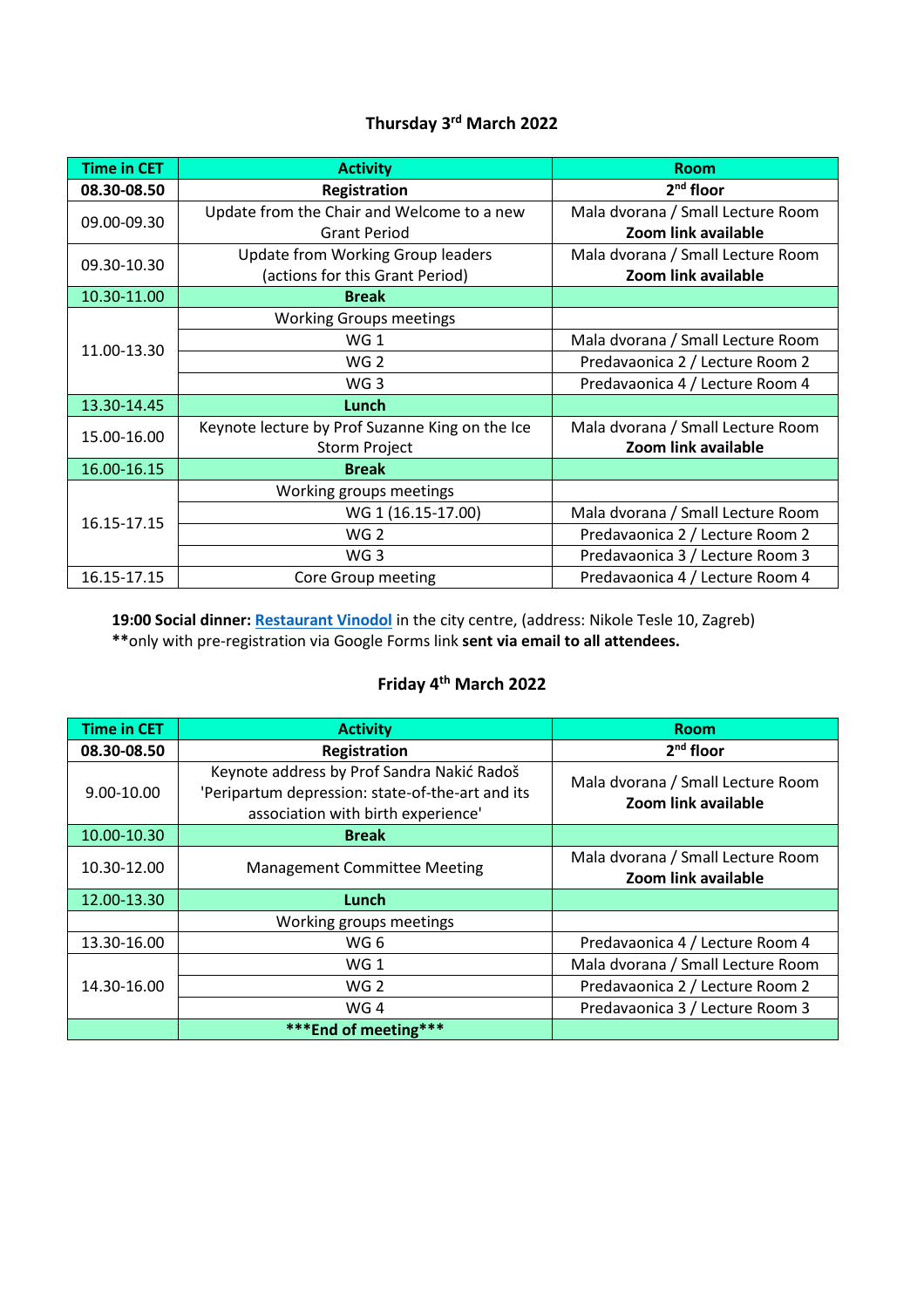### Thursday 3rd March 2022

| Time in CET | Activity | Room |
|---|---|---|
| **08.30-08.50** | **Registration** | **2nd floor** |
| 09.00-09.30 | Update from the Chair and Welcome to a new Grant Period | Mala dvorana / Small Lecture Room **Zoom link available** |
| 09.30-10.30 | Update from Working Group leaders (actions for this Grant Period) | Mala dvorana / Small Lecture Room **Zoom link available** |
| 10.30-11.00 | **Break** | |
| 11.00-13.30 | Working Groups meetings | |
| | WG 1 | Mala dvorana / Small Lecture Room |
| | WG 2 | Predavaonica 2 / Lecture Room 2 |
| | WG 3 | Predavaonica 4 / Lecture Room 4 |
| 13.30-14.45 | **Lunch** | |
| 15.00-16.00 | Keynote lecture by Prof Suzanne King on the Ice Storm Project | Mala dvorana / Small Lecture Room **Zoom link available** |
| 16.00-16.15 | **Break** | |
| 16.15-17.15 | Working groups meetings | |
| | WG 1 (16.15-17.00) | Mala dvorana / Small Lecture Room |
| | WG 2 | Predavaonica 2 / Lecture Room 2 |
| | WG 3 | Predavaonica 3 / Lecture Room 3 |
| 16.15-17.15 | Core Group meeting | Predavaonica 4 / Lecture Room 4 |

**19:00 Social dinner:** **Restaurant Vinodol** in the city centre, (address: Nikole Tesle 10, Zagreb)
**only with pre-registration via Google Forms link **sent via email to all attendees.**

### Friday 4th March 2022

| Time in CET | Activity | Room |
|---|---|---|
| **08.30-08.50** | **Registration** | **2nd floor** |
| 9.00-10.00 | Keynote address by Prof Sandra Nakić Radoš 'Peripartum depression: state-of-the-art and its association with birth experience' | Mala dvorana / Small Lecture Room **Zoom link available** |
| 10.00-10.30 | **Break** | |
| 10.30-12.00 | Management Committee Meeting | Mala dvorana / Small Lecture Room **Zoom link available** |
| 12.00-13.30 | **Lunch** | |
| | Working groups meetings | |
| 13.30-16.00 | WG 6 | Predavaonica 4 / Lecture Room 4 |
| 14.30-16.00 | WG 1 | Mala dvorana / Small Lecture Room |
| | WG 2 | Predavaonica 2 / Lecture Room 2 |
| | WG 4 | Predavaonica 3 / Lecture Room 3 |
| | **\*\*\*End of meeting\*\*\*** | |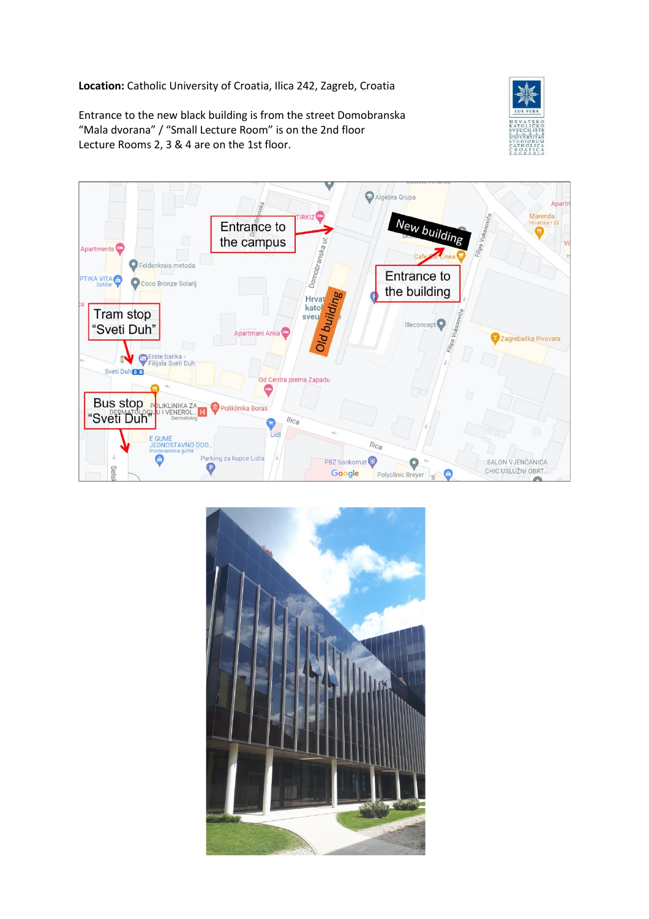**Location:** Catholic University of Croatia, Ilica 242, Zagreb, Croatia

Entrance to the new black building is from the street Domobranska
"Mala dvorana" / "Small Lecture Room" is on the 2nd floor
Lecture Rooms 2, 3 & 4 are on the 1st floor.

Entrance to the campus

New building

Entrance to the building

Old building

Tram stop "Sveti Duh"

Bus stop "Sveti Duh"